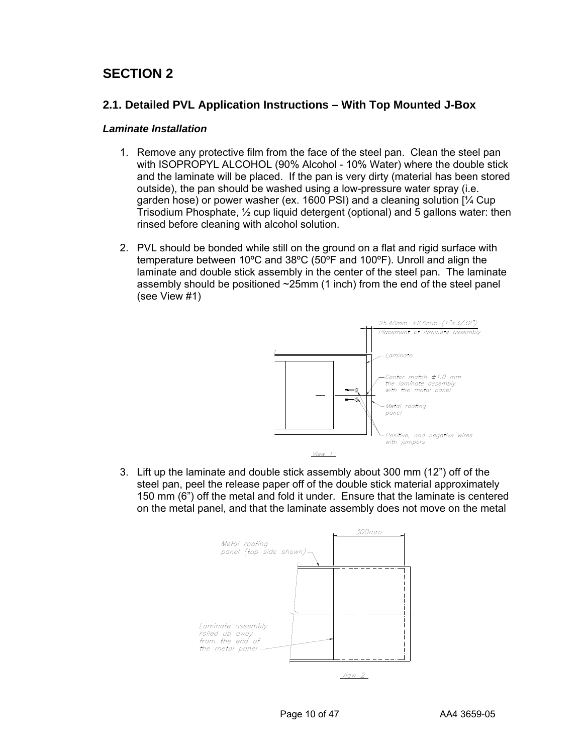# SECTION 2

## 2.1. Detailed PVL Application Instructions – With Top Mounted J-Box

### *Laminate Installation*

1. Remove any protective film from the face of the steel pan. Clean the steel pan with ISOPROPYL ALCOHOL (90% Alcohol - 10% Water) where the double stick and the laminate will be placed. If the pan is very dirty (material has been stored outside), the pan should be washed using a low-pressure water spray (i.e. garden hose) or power washer (ex. 1600 PSI) and a cleaning solution [¼ Cup Trisodium Phosphate, ½ cup liquid detergent (optional) and 5 gallons water: then rinsed before cleaning with alcohol solution.

2. PVL should be bonded while still on the ground on a flat and rigid surface with temperature between 10ºC and 38ºC (50ºF and 100ºF). Unroll and align the laminate and double stick assembly in the center of the steel pan. The laminate assembly should be positioned ~25mm (1 inch) from the end of the steel panel (see View #1)

25.40mm ±2.0mm (1"±3/32")
Placement of laminate assembly

Laminate

Center match ±1.0 mm the laminate assembly with the metal panel

Metal roofing panel

Positive, and negative wires with jumpers

View 1

3. Lift up the laminate and double stick assembly about 300 mm (12") off of the steel pan, peel the release paper off of the double stick material approximately 150 mm (6") off the metal and fold it under. Ensure that the laminate is centered on the metal panel, and that the laminate assembly does not move on the metal

300mm

Metal roofing panel (top side shown)

Laminate assembly rolled up away from the end of the metal panel

View 2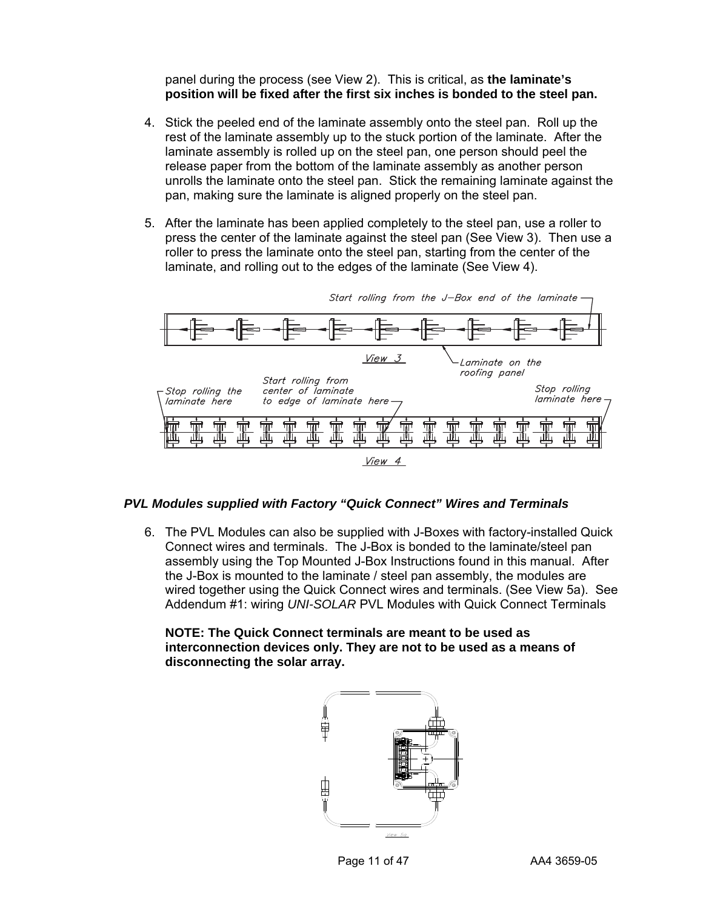panel during the process (see View 2). This is critical, as **the laminate's position will be fixed after the first six inches is bonded to the steel pan.**

4. Stick the peeled end of the laminate assembly onto the steel pan. Roll up the rest of the laminate assembly up to the stuck portion of the laminate. After the laminate assembly is rolled up on the steel pan, one person should peel the release paper from the bottom of the laminate assembly as another person unrolls the laminate onto the steel pan. Stick the remaining laminate against the pan, making sure the laminate is aligned properly on the steel pan.

5. After the laminate has been applied completely to the steel pan, use a roller to press the center of the laminate against the steel pan (See View 3). Then use a roller to press the laminate onto the steel pan, starting from the center of the laminate, and rolling out to the edges of the laminate (See View 4).

Start rolling from the J-Box end of the laminate

Laminate on the roofing panel

View 3

Stop rolling the laminate here

Start rolling from center of laminate to edge of laminate here

Stop rolling laminate here

View 4

### *PVL Modules supplied with Factory "Quick Connect" Wires and Terminals*

6. The PVL Modules can also be supplied with J-Boxes with factory-installed Quick Connect wires and terminals. The J-Box is bonded to the laminate/steel pan assembly using the Top Mounted J-Box Instructions found in this manual. After the J-Box is mounted to the laminate / steel pan assembly, the modules are wired together using the Quick Connect wires and terminals. (See View 5a). See Addendum #1: wiring *UNI-SOLAR* PVL Modules with Quick Connect Terminals

   **NOTE: The Quick Connect terminals are meant to be used as interconnection devices only. They are not to be used as a means of disconnecting the solar array.**

View 5a

AA4 3659-05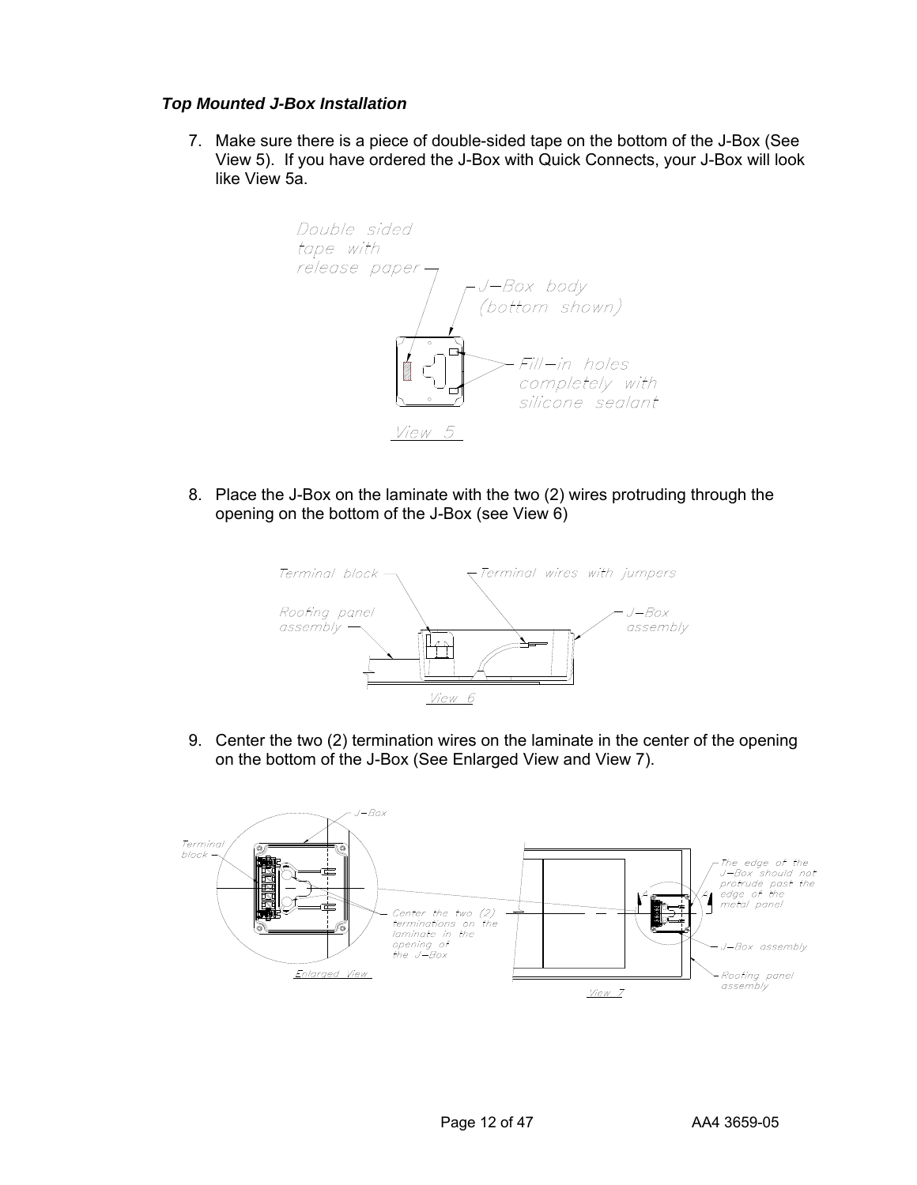### *Top Mounted J-Box Installation*

7. Make sure there is a piece of double-sided tape on the bottom of the J-Box (See View 5). If you have ordered the J-Box with Quick Connects, your J-Box will look like View 5a.

Double sided tape with release paper

J–Box body (bottom shown)

Fill–in holes completely with silicone sealant

View 5

8. Place the J-Box on the laminate with the two (2) wires protruding through the opening on the bottom of the J-Box (see View 6)

Terminal block

Terminal wires with jumpers

Roofing panel assembly

J–Box assembly

View 6

9. Center the two (2) termination wires on the laminate in the center of the opening on the bottom of the J-Box (See Enlarged View and View 7).

Terminal block

J–Box

Center the two (2) terminations on the laminate in the opening of the J–Box

Enlarged View

The edge of the J–Box should not protrude past the edge of the metal panel

J–Box assembly

Roofing panel assembly

View 7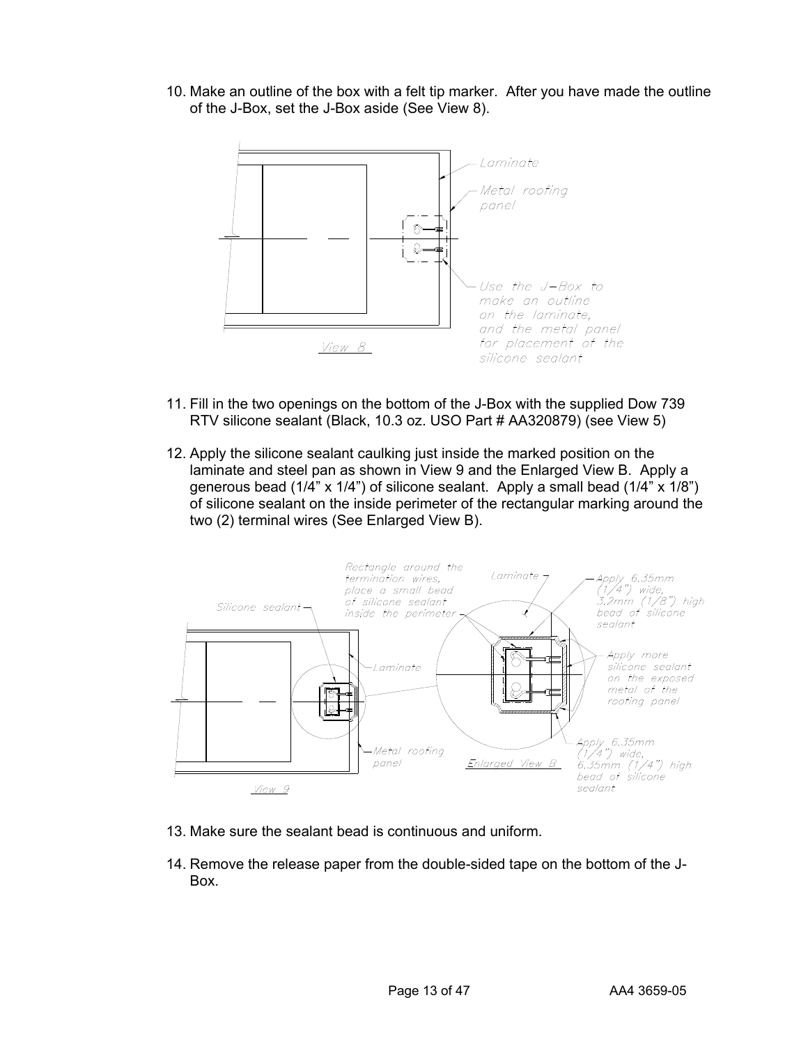10. Make an outline of the box with a felt tip marker. After you have made the outline of the J-Box, set the J-Box aside (See View 8).

Laminate

Metal roofing panel

Use the J-Box to make an outline on the laminate, and the metal panel for placement of the silicone sealant

View 8

11. Fill in the two openings on the bottom of the J-Box with the supplied Dow 739 RTV silicone sealant (Black, 10.3 oz. USO Part # AA320879) (see View 5)

12. Apply the silicone sealant caulking just inside the marked position on the laminate and steel pan as shown in View 9 and the Enlarged View B. Apply a generous bead (1/4" x 1/4") of silicone sealant. Apply a small bead (1/4" x 1/8") of silicone sealant on the inside perimeter of the rectangular marking around the two (2) terminal wires (See Enlarged View B).

Silicone sealant

Rectangle around the termination wires, place a small bead of silicone sealant inside the perimeter

Laminate

Apply 6.35mm (1/4") wide, 3.2mm (1/8") high bead of silicone sealant

Apply more silicone sealant on the exposed metal of the roofing panel

Laminate

Metal roofing panel

Enlarged View B

Apply 6.35mm (1/4") wide, 6.35mm (1/4") high bead of silicone sealant

View 9

13. Make sure the sealant bead is continuous and uniform.

14. Remove the release paper from the double-sided tape on the bottom of the J-Box.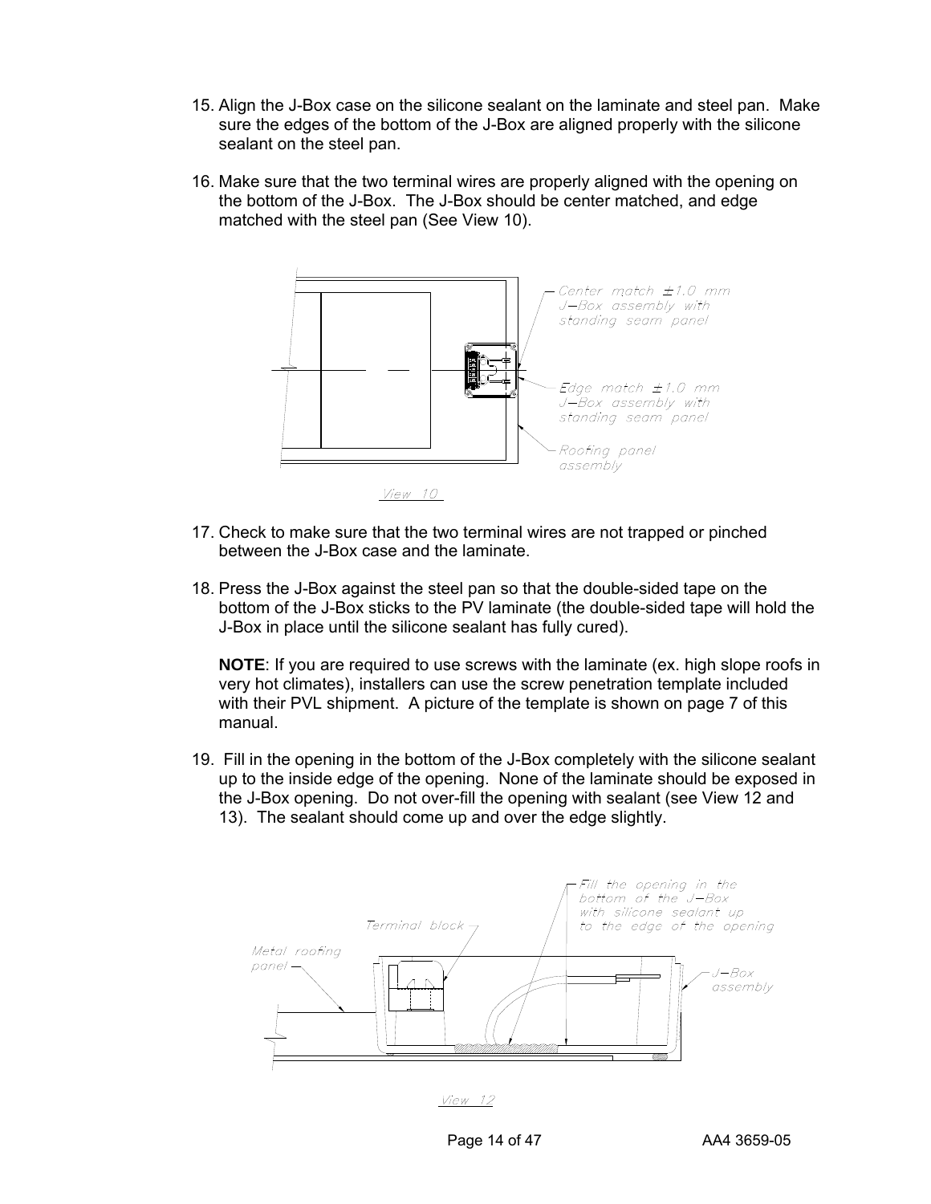15. Align the J-Box case on the silicone sealant on the laminate and steel pan. Make sure the edges of the bottom of the J-Box are aligned properly with the silicone sealant on the steel pan.

16. Make sure that the two terminal wires are properly aligned with the opening on the bottom of the J-Box. The J-Box should be center matched, and edge matched with the steel pan (See View 10).

Center match ±1.0 mm J–Box assembly with standing seam panel

Edge match ±1.0 mm J–Box assembly with standing seam panel

Roofing panel assembly

View 10

17. Check to make sure that the two terminal wires are not trapped or pinched between the J-Box case and the laminate.

18. Press the J-Box against the steel pan so that the double-sided tape on the bottom of the J-Box sticks to the PV laminate (the double-sided tape will hold the J-Box in place until the silicone sealant has fully cured).

    **NOTE**: If you are required to use screws with the laminate (ex. high slope roofs in very hot climates), installers can use the screw penetration template included with their PVL shipment. A picture of the template is shown on page 7 of this manual.

19. Fill in the opening in the bottom of the J-Box completely with the silicone sealant up to the inside edge of the opening. None of the laminate should be exposed in the J-Box opening. Do not over-fill the opening with sealant (see View 12 and 13). The sealant should come up and over the edge slightly.

Fill the opening in the bottom of the J–Box with silicone sealant up to the edge of the opening

Terminal block

Metal roofing panel

J–Box assembly

View 12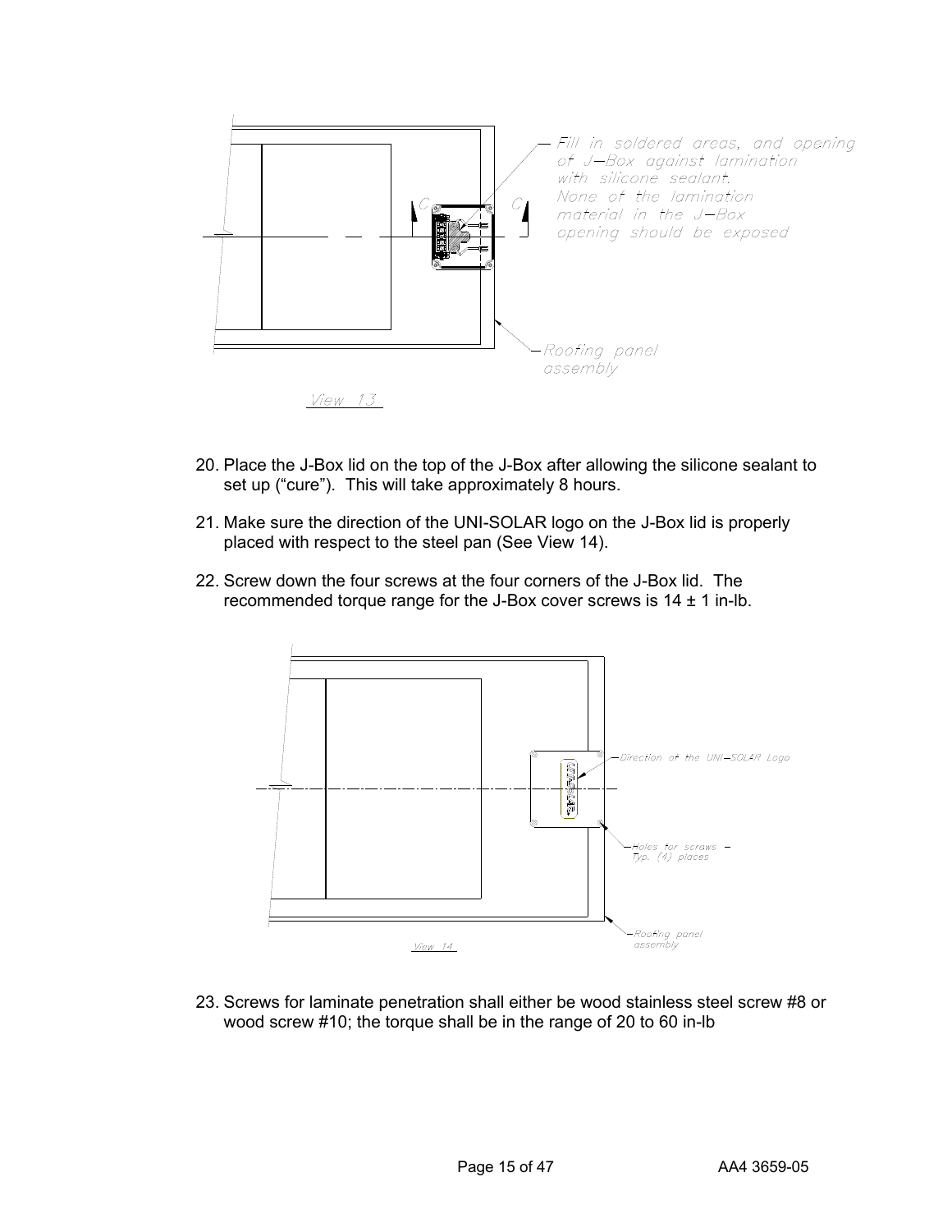Fill in soldered areas, and opening of J–Box against lamination with silicone sealant. None of the lamination material in the J–Box opening should be exposed

Roofing panel assembly

View 13

20. Place the J-Box lid on the top of the J-Box after allowing the silicone sealant to set up (“cure”). This will take approximately 8 hours.

21. Make sure the direction of the UNI-SOLAR logo on the J-Box lid is properly placed with respect to the steel pan (See View 14).

22. Screw down the four screws at the four corners of the J-Box lid. The recommended torque range for the J-Box cover screws is 14 ± 1 in-lb.

Direction of the UNI–SOLAR Logo

Holes for screws – Typ. (4) places

Roofing panel assembly

View 14

23. Screws for laminate penetration shall either be wood stainless steel screw #8 or wood screw #10; the torque shall be in the range of 20 to 60 in-lb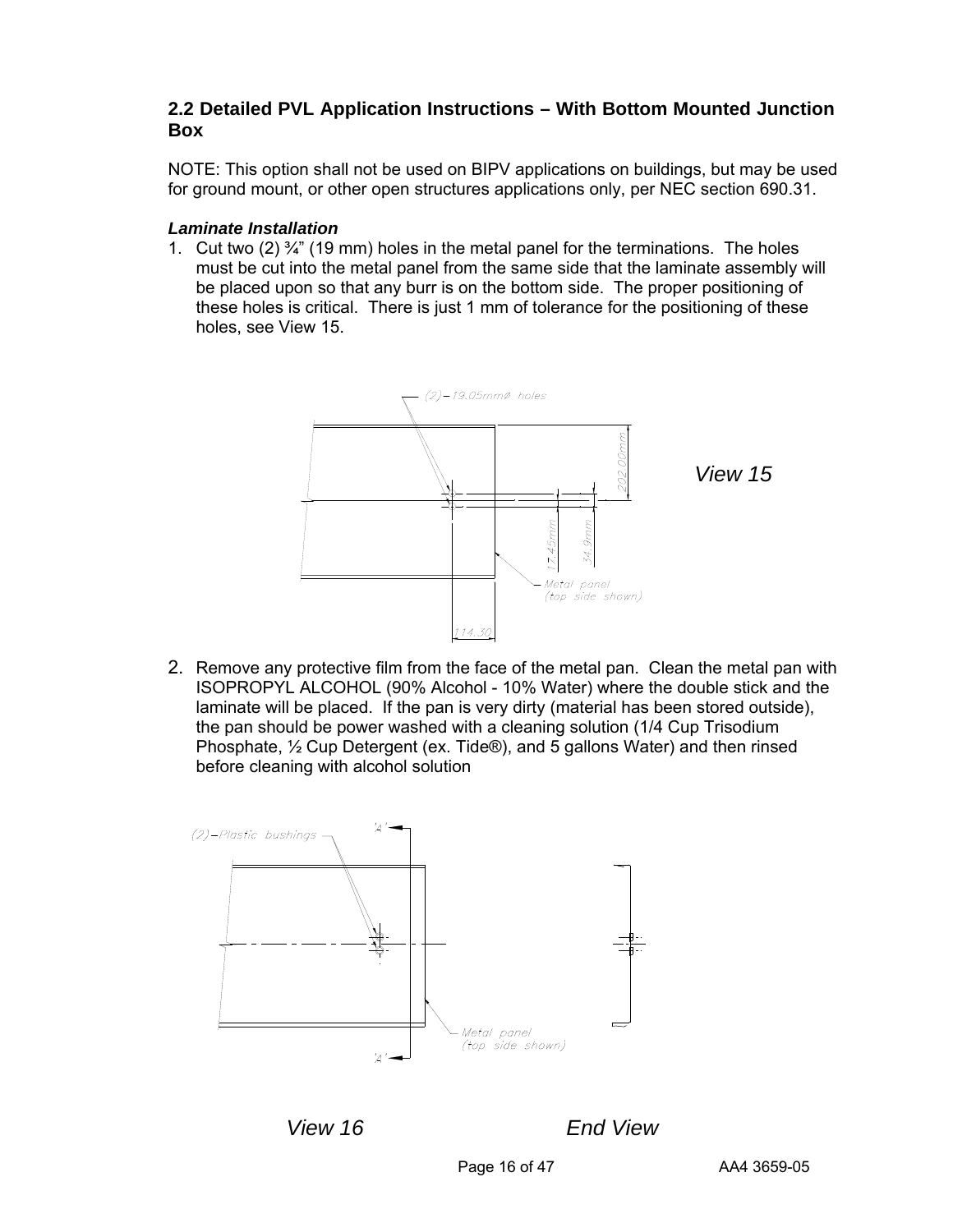## 2.2 Detailed PVL Application Instructions – With Bottom Mounted Junction Box

NOTE: This option shall not be used on BIPV applications on buildings, but may be used for ground mount, or other open structures applications only, per NEC section 690.31.

***Laminate Installation***

1. Cut two (2) ¾" (19 mm) holes in the metal panel for the terminations. The holes must be cut into the metal panel from the same side that the laminate assembly will be placed upon so that any burr is on the bottom side. The proper positioning of these holes is critical. There is just 1 mm of tolerance for the positioning of these holes, see View 15.

(2)–19.05mmØ holes

202.00mm

17.45mm

34.9mm

Metal panel (top side shown)

114.30

*View 15*

2. Remove any protective film from the face of the metal pan. Clean the metal pan with ISOPROPYL ALCOHOL (90% Alcohol - 10% Water) where the double stick and the laminate will be placed. If the pan is very dirty (material has been stored outside), the pan should be power washed with a cleaning solution (1/4 Cup Trisodium Phosphate, ½ Cup Detergent (ex. Tide®), and 5 gallons Water) and then rinsed before cleaning with alcohol solution

(2)–Plastic bushings

'A'

Metal panel (top side shown)

'A'

*View 16* *End View*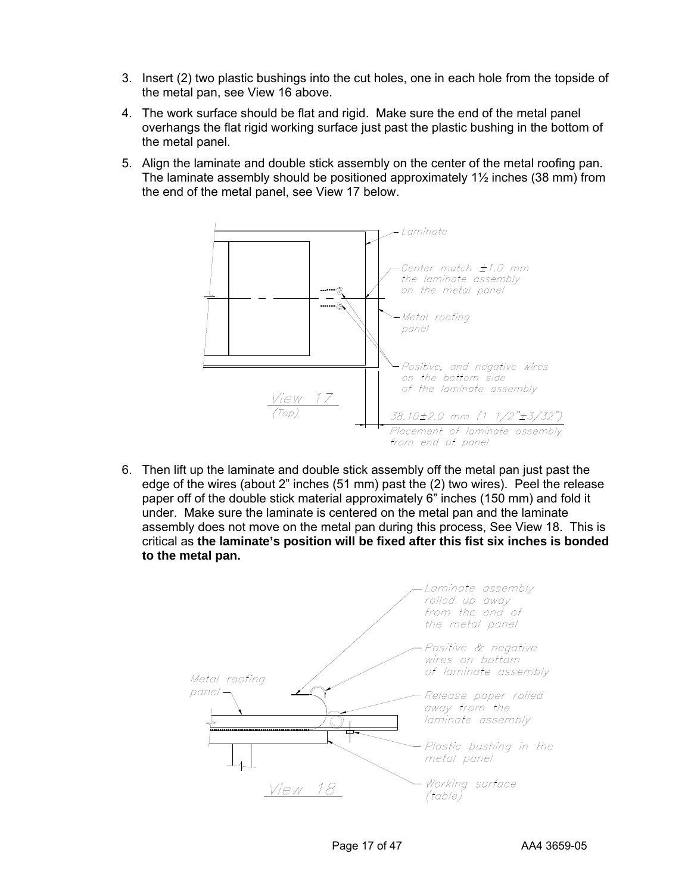3. Insert (2) two plastic bushings into the cut holes, one in each hole from the topside of the metal pan, see View 16 above.
4. The work surface should be flat and rigid. Make sure the end of the metal panel overhangs the flat rigid working surface just past the plastic bushing in the bottom of the metal panel.
5. Align the laminate and double stick assembly on the center of the metal roofing pan. The laminate assembly should be positioned approximately 1½ inches (38 mm) from the end of the metal panel, see View 17 below.

Laminate

Center match ±1.0 mm the laminate assembly on the metal panel

Metal roofing panel

Positive, and negative wires on the bottom side of the laminate assembly

View 17 (Top)

38.10±2.0 mm (1 1/2"±3/32") Placement of laminate assembly from end of panel

6. Then lift up the laminate and double stick assembly off the metal pan just past the edge of the wires (about 2" inches (51 mm) past the (2) two wires). Peel the release paper off of the double stick material approximately 6" inches (150 mm) and fold it under. Make sure the laminate is centered on the metal pan and the laminate assembly does not move on the metal pan during this process, See View 18. This is critical as **the laminate's position will be fixed after this fist six inches is bonded to the metal pan.**

Laminate assembly rolled up away from the end of the metal panel

Positive & negative wires on bottom of laminate assembly

Metal roofing panel

Release paper rolled away from the laminate assembly

Plastic bushing in the metal panel

Working surface (table)

View 18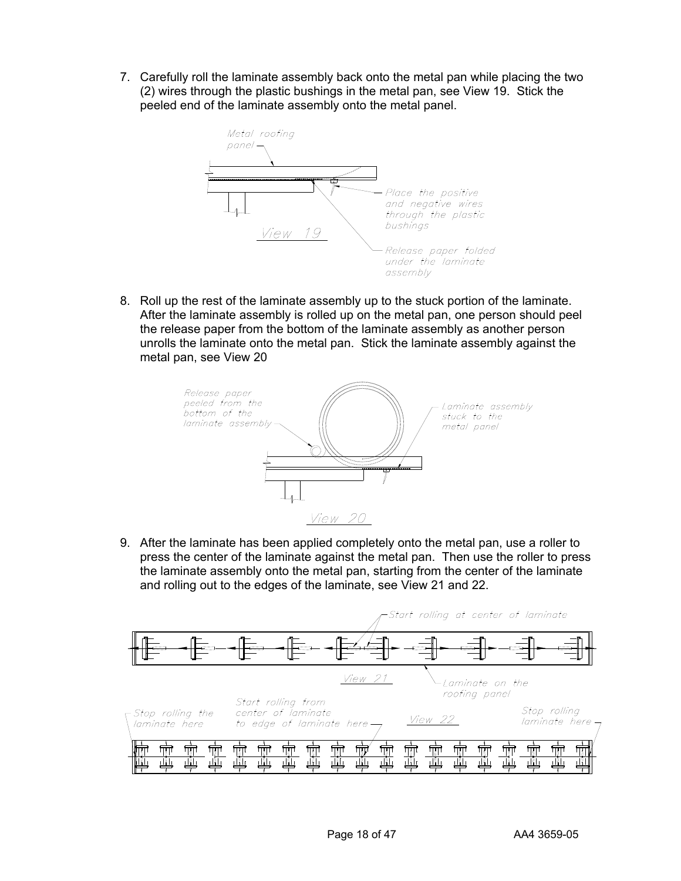7. Carefully roll the laminate assembly back onto the metal pan while placing the two (2) wires through the plastic bushings in the metal pan, see View 19. Stick the peeled end of the laminate assembly onto the metal panel.

Metal roofing panel

Place the positive and negative wires through the plastic bushings

Release paper folded under the laminate assembly

View 19

8. Roll up the rest of the laminate assembly up to the stuck portion of the laminate. After the laminate assembly is rolled up on the metal pan, one person should peel the release paper from the bottom of the laminate assembly as another person unrolls the laminate onto the metal pan. Stick the laminate assembly against the metal pan, see View 20

Release paper peeled from the bottom of the laminate assembly

Laminate assembly stuck to the metal panel

View 20

9. After the laminate has been applied completely onto the metal pan, use a roller to press the center of the laminate against the metal pan. Then use the roller to press the laminate assembly onto the metal pan, starting from the center of the laminate and rolling out to the edges of the laminate, see View 21 and 22.

Start rolling at center of laminate

View 21

Laminate on the roofing panel

Stop rolling the laminate here

Start rolling from center of laminate to edge of laminate here

View 22

Stop rolling laminate here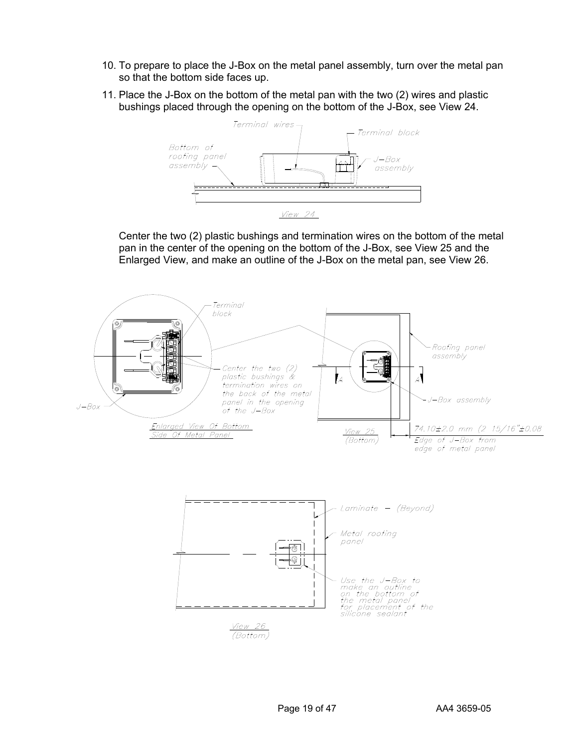10. To prepare to place the J-Box on the metal panel assembly, turn over the metal pan so that the bottom side faces up.
11. Place the J-Box on the bottom of the metal pan with the two (2) wires and plastic bushings placed through the opening on the bottom of the J-Box, see View 24.

Terminal wires

Terminal block

Bottom of roofing panel assembly

J–Box assembly

View 24

Center the two (2) plastic bushings and termination wires on the bottom of the metal pan in the center of the opening on the bottom of the J-Box, see View 25 and the Enlarged View, and make an outline of the J-Box on the metal pan, see View 26.

Terminal block

Center the two (2) plastic bushings & termination wires on the back of the metal panel in the opening of the J–Box

J–Box

Enlarged View Of Bottom Side Of Metal Panel

Roofing panel assembly

J–Box assembly

View 25 (Bottom)

74.10±2.0 mm (2 15/16"±0.08

Edge of J–Box from edge of metal panel

Laminate – (Beyond)

Metal roofing panel

Use the J–Box to make an outline on the bottom of the metal panel for placement of the silicone sealant

View 26 (Bottom)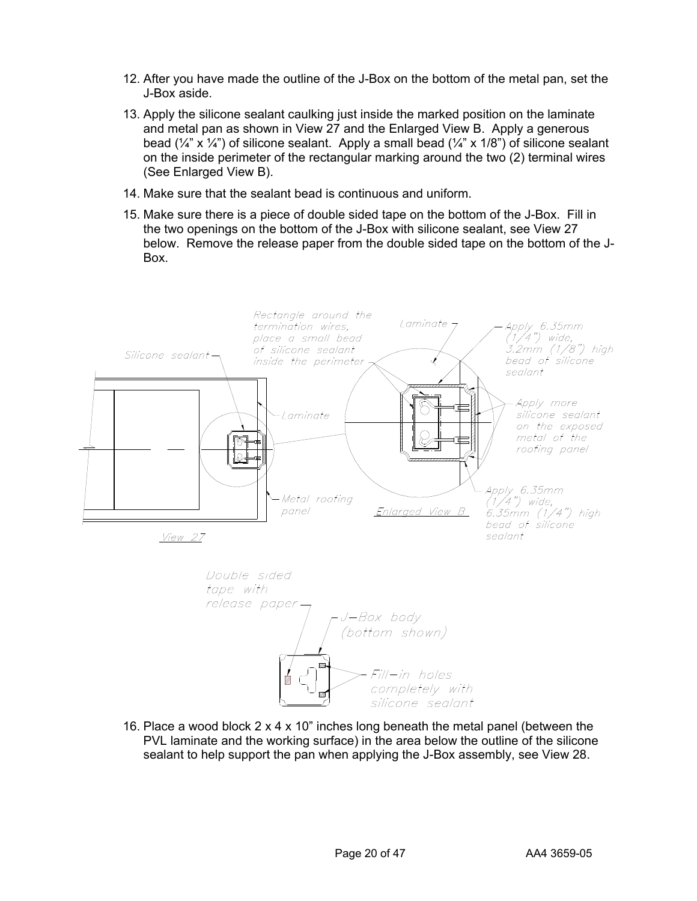12. After you have made the outline of the J-Box on the bottom of the metal pan, set the J-Box aside.

13. Apply the silicone sealant caulking just inside the marked position on the laminate and metal pan as shown in View 27 and the Enlarged View B. Apply a generous bead (¼" x ¼") of silicone sealant. Apply a small bead (¼" x 1/8") of silicone sealant on the inside perimeter of the rectangular marking around the two (2) terminal wires (See Enlarged View B).

14. Make sure that the sealant bead is continuous and uniform.

15. Make sure there is a piece of double sided tape on the bottom of the J-Box. Fill in the two openings on the bottom of the J-Box with silicone sealant, see View 27 below. Remove the release paper from the double sided tape on the bottom of the J-Box.

Silicone sealant

Rectangle around the termination wires, place a small bead of silicone sealant inside the perimeter

Laminate

Apply 6.35mm (1/4") wide, 3.2mm (1/8") high bead of silicone sealant

Laminate

Apply more silicone sealant on the exposed metal of the roofing panel

Metal roofing panel

Enlarged View B

Apply 6.35mm (1/4") wide, 6.35mm (1/4") high bead of silicone sealant

View 27

Double sided tape with release paper

J-Box body (bottom shown)

Fill-in holes completely with silicone sealant

16. Place a wood block 2 x 4 x 10" inches long beneath the metal panel (between the PVL laminate and the working surface) in the area below the outline of the silicone sealant to help support the pan when applying the J-Box assembly, see View 28.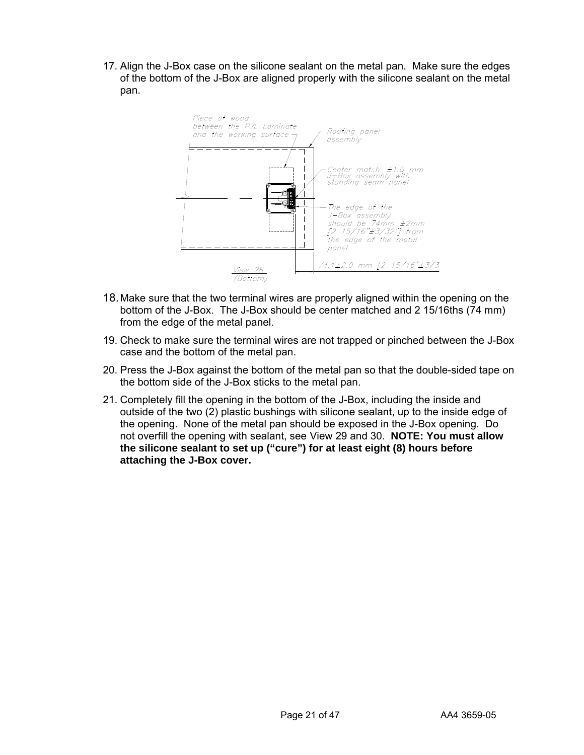17. Align the J-Box case on the silicone sealant on the metal pan. Make sure the edges of the bottom of the J-Box are aligned properly with the silicone sealant on the metal pan.

Piece of wood between the PVL Laminate and the working surface

Roofing panel assembly

Center match ±1.0 mm J–Box assembly with standing seam panel

The edge of the J–Box assembly should be 74mm ±2mm [2 15/16"±3/32"] from the edge of the metal panel

74.1±2.0 mm [2 15/16"±3/3

View 28 (Bottom)

18. Make sure that the two terminal wires are properly aligned within the opening on the bottom of the J-Box. The J-Box should be center matched and 2 15/16ths (74 mm) from the edge of the metal panel.

19. Check to make sure the terminal wires are not trapped or pinched between the J-Box case and the bottom of the metal pan.

20. Press the J-Box against the bottom of the metal pan so that the double-sided tape on the bottom side of the J-Box sticks to the metal pan.

21. Completely fill the opening in the bottom of the J-Box, including the inside and outside of the two (2) plastic bushings with silicone sealant, up to the inside edge of the opening. None of the metal pan should be exposed in the J-Box opening. Do not overfill the opening with sealant, see View 29 and 30. **NOTE: You must allow the silicone sealant to set up ("cure") for at least eight (8) hours before attaching the J-Box cover.**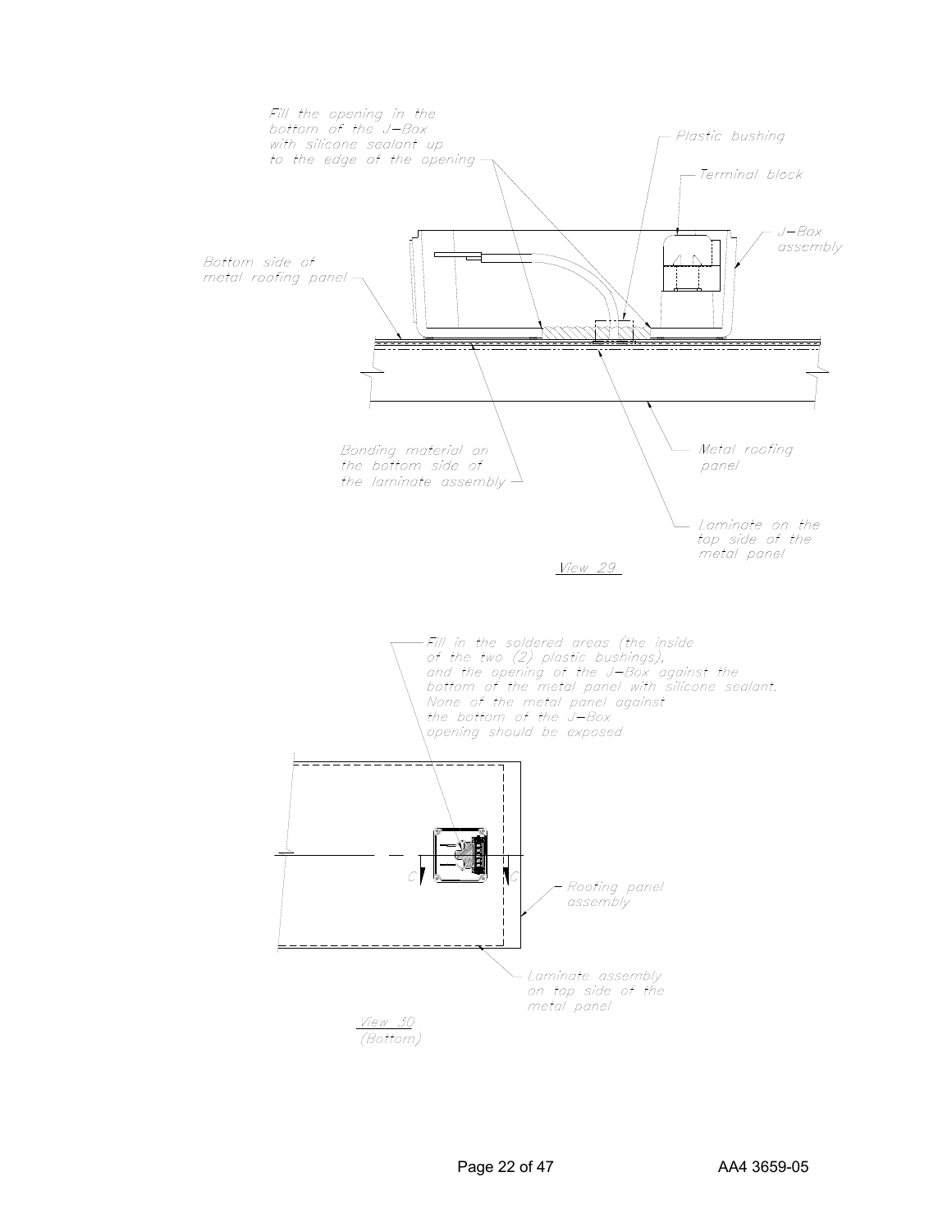Fill the opening in the bottom of the J-Box with silicone sealant up to the edge of the opening

Plastic bushing

Terminal block

J-Box assembly

Bottom side of metal roofing panel

Bonding material on the bottom side of the laminate assembly

Metal roofing panel

Laminate on the top side of the metal panel

View 29

Fill in the soldered areas (the inside of the two (2) plastic bushings), and the opening of the J-Box against the bottom of the metal panel with silicone sealant. None of the metal panel against the bottom of the J-Box opening should be exposed

Roofing panel assembly

Laminate assembly on top side of the metal panel

View 30 (Bottom)

AA4 3659-05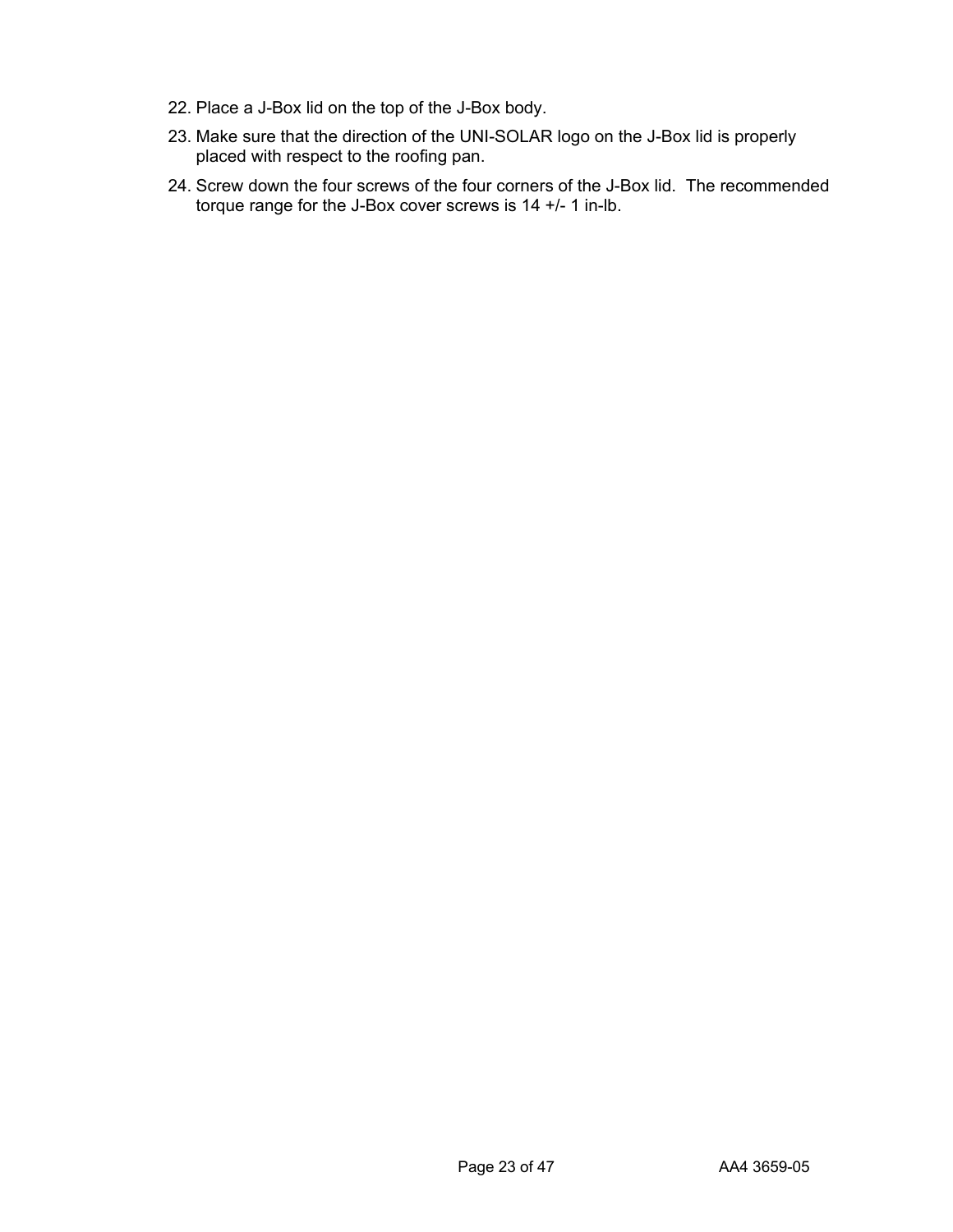22. Place a J-Box lid on the top of the J-Box body.
23. Make sure that the direction of the UNI-SOLAR logo on the J-Box lid is properly placed with respect to the roofing pan.
24. Screw down the four screws of the four corners of the J-Box lid. The recommended torque range for the J-Box cover screws is 14 +/- 1 in-lb.